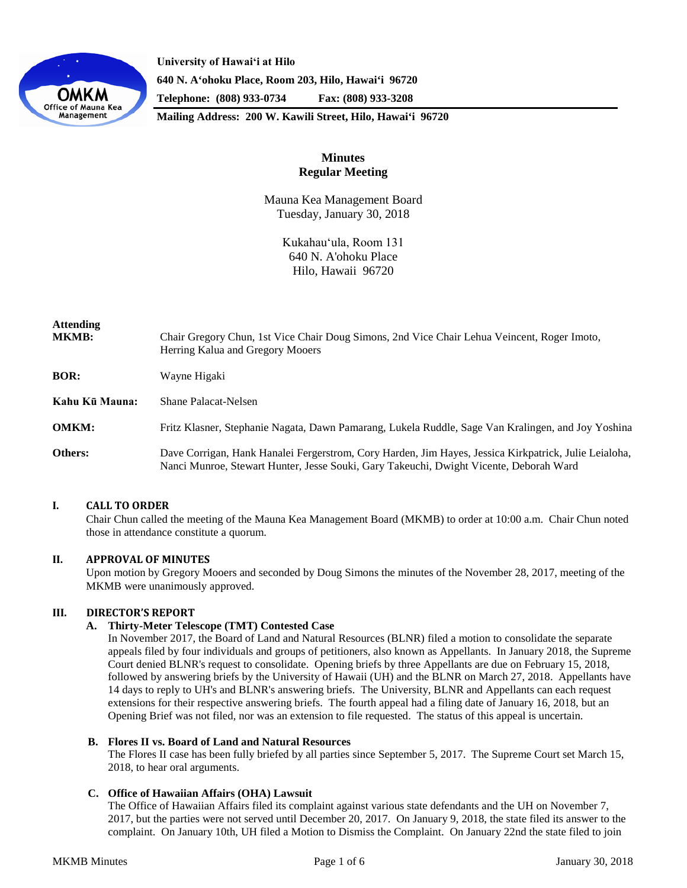University of Hawaiʻi at Hilo
640 N. Aʻohoku Place, Room 203, Hilo, Hawaiʻi 96720
Telephone: (808) 933-0734 Fax: (808) 933-3208
Mailing Address: 200 W. Kawili Street, Hilo, Hawaiʻi 96720

# Minutes
## Regular Meeting

Mauna Kea Management Board
Tuesday, January 30, 2018

Kukahauʻula, Room 131
640 N. A'ohoku Place
Hilo, Hawaii 96720

**Attending**

**MKMB:** Chair Gregory Chun, 1st Vice Chair Doug Simons, 2nd Vice Chair Lehua Veincent, Roger Imoto, Herring Kalua and Gregory Mooers

**BOR:** Wayne Higaki

**Kahu Kū Mauna:** Shane Palacat-Nelsen

**OMKM:** Fritz Klasner, Stephanie Nagata, Dawn Pamarang, Lukela Ruddle, Sage Van Kralingen, and Joy Yoshina

**Others:** Dave Corrigan, Hank Hanalei Fergerstrom, Cory Harden, Jim Hayes, Jessica Kirkpatrick, Julie Leialoha, Nanci Munroe, Stewart Hunter, Jesse Souki, Gary Takeuchi, Dwight Vicente, Deborah Ward

### I. CALL TO ORDER

Chair Chun called the meeting of the Mauna Kea Management Board (MKMB) to order at 10:00 a.m. Chair Chun noted those in attendance constitute a quorum.

### II. APPROVAL OF MINUTES

Upon motion by Gregory Mooers and seconded by Doug Simons the minutes of the November 28, 2017, meeting of the MKMB were unanimously approved.

### III. DIRECTOR'S REPORT

**A. Thirty-Meter Telescope (TMT) Contested Case**

In November 2017, the Board of Land and Natural Resources (BLNR) filed a motion to consolidate the separate appeals filed by four individuals and groups of petitioners, also known as Appellants. In January 2018, the Supreme Court denied BLNR's request to consolidate. Opening briefs by three Appellants are due on February 15, 2018, followed by answering briefs by the University of Hawaii (UH) and the BLNR on March 27, 2018. Appellants have 14 days to reply to UH's and BLNR's answering briefs. The University, BLNR and Appellants can each request extensions for their respective answering briefs. The fourth appeal had a filing date of January 16, 2018, but an Opening Brief was not filed, nor was an extension to file requested. The status of this appeal is uncertain.

**B. Flores II vs. Board of Land and Natural Resources**

The Flores II case has been fully briefed by all parties since September 5, 2017. The Supreme Court set March 15, 2018, to hear oral arguments.

**C. Office of Hawaiian Affairs (OHA) Lawsuit**

The Office of Hawaiian Affairs filed its complaint against various state defendants and the UH on November 7, 2017, but the parties were not served until December 20, 2017. On January 9, 2018, the state filed its answer to the complaint. On January 10th, UH filed a Motion to Dismiss the Complaint. On January 22nd the state filed to join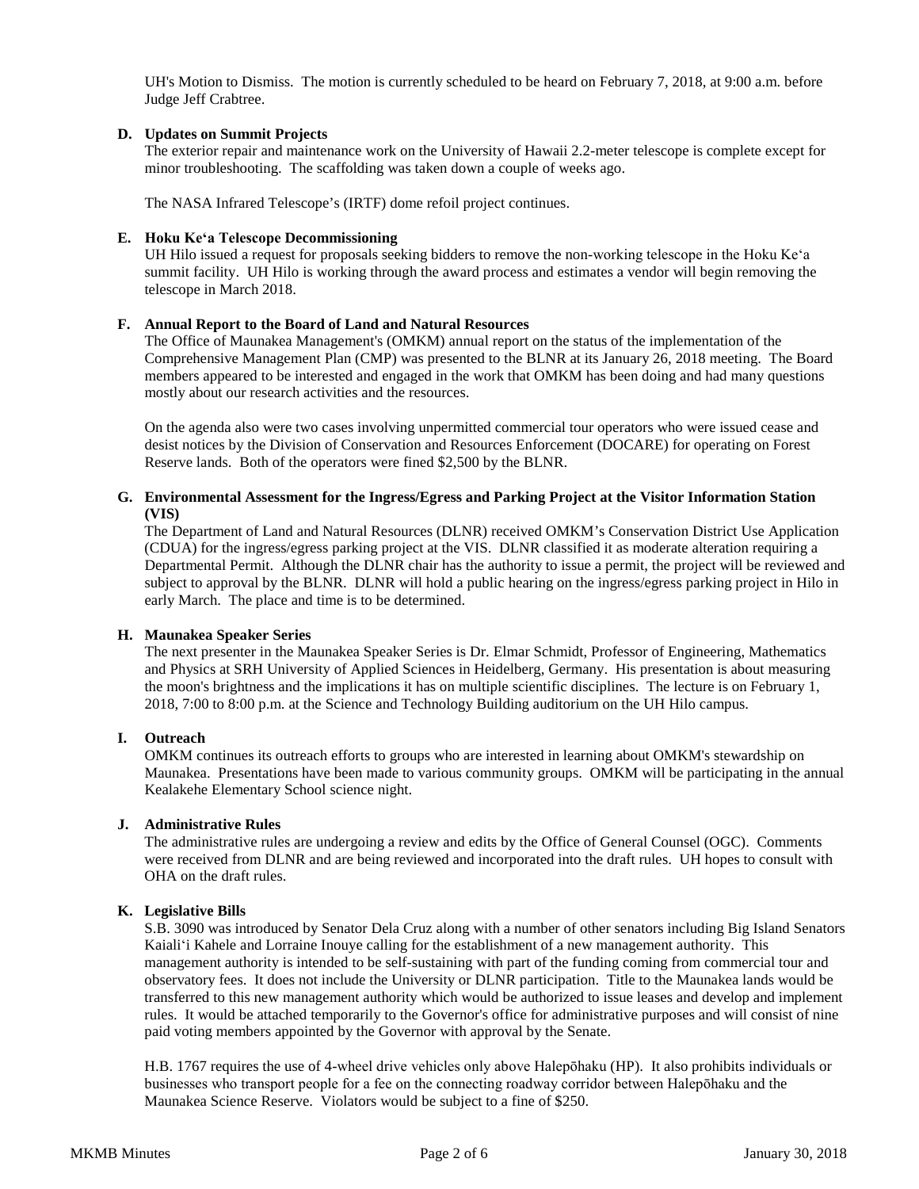UH's Motion to Dismiss. The motion is currently scheduled to be heard on February 7, 2018, at 9:00 a.m. before Judge Jeff Crabtree.

**D. Updates on Summit Projects**

The exterior repair and maintenance work on the University of Hawaii 2.2-meter telescope is complete except for minor troubleshooting. The scaffolding was taken down a couple of weeks ago.

The NASA Infrared Telescope's (IRTF) dome refoil project continues.

**E. Hoku Ke'a Telescope Decommissioning**

UH Hilo issued a request for proposals seeking bidders to remove the non-working telescope in the Hoku Ke'a summit facility. UH Hilo is working through the award process and estimates a vendor will begin removing the telescope in March 2018.

**F. Annual Report to the Board of Land and Natural Resources**

The Office of Maunakea Management's (OMKM) annual report on the status of the implementation of the Comprehensive Management Plan (CMP) was presented to the BLNR at its January 26, 2018 meeting. The Board members appeared to be interested and engaged in the work that OMKM has been doing and had many questions mostly about our research activities and the resources.

On the agenda also were two cases involving unpermitted commercial tour operators who were issued cease and desist notices by the Division of Conservation and Resources Enforcement (DOCARE) for operating on Forest Reserve lands. Both of the operators were fined $2,500 by the BLNR.

**G. Environmental Assessment for the Ingress/Egress and Parking Project at the Visitor Information Station (VIS)**

The Department of Land and Natural Resources (DLNR) received OMKM's Conservation District Use Application (CDUA) for the ingress/egress parking project at the VIS. DLNR classified it as moderate alteration requiring a Departmental Permit. Although the DLNR chair has the authority to issue a permit, the project will be reviewed and subject to approval by the BLNR. DLNR will hold a public hearing on the ingress/egress parking project in Hilo in early March. The place and time is to be determined.

**H. Maunakea Speaker Series**

The next presenter in the Maunakea Speaker Series is Dr. Elmar Schmidt, Professor of Engineering, Mathematics and Physics at SRH University of Applied Sciences in Heidelberg, Germany. His presentation is about measuring the moon's brightness and the implications it has on multiple scientific disciplines. The lecture is on February 1, 2018, 7:00 to 8:00 p.m. at the Science and Technology Building auditorium on the UH Hilo campus.

**I. Outreach**

OMKM continues its outreach efforts to groups who are interested in learning about OMKM's stewardship on Maunakea. Presentations have been made to various community groups. OMKM will be participating in the annual Kealakehe Elementary School science night.

**J. Administrative Rules**

The administrative rules are undergoing a review and edits by the Office of General Counsel (OGC). Comments were received from DLNR and are being reviewed and incorporated into the draft rules. UH hopes to consult with OHA on the draft rules.

**K. Legislative Bills**

S.B. 3090 was introduced by Senator Dela Cruz along with a number of other senators including Big Island Senators Kaiali'i Kahele and Lorraine Inouye calling for the establishment of a new management authority. This management authority is intended to be self-sustaining with part of the funding coming from commercial tour and observatory fees. It does not include the University or DLNR participation. Title to the Maunakea lands would be transferred to this new management authority which would be authorized to issue leases and develop and implement rules. It would be attached temporarily to the Governor's office for administrative purposes and will consist of nine paid voting members appointed by the Governor with approval by the Senate.

H.B. 1767 requires the use of 4-wheel drive vehicles only above Halepōhaku (HP). It also prohibits individuals or businesses who transport people for a fee on the connecting roadway corridor between Halepōhaku and the Maunakea Science Reserve. Violators would be subject to a fine of $250.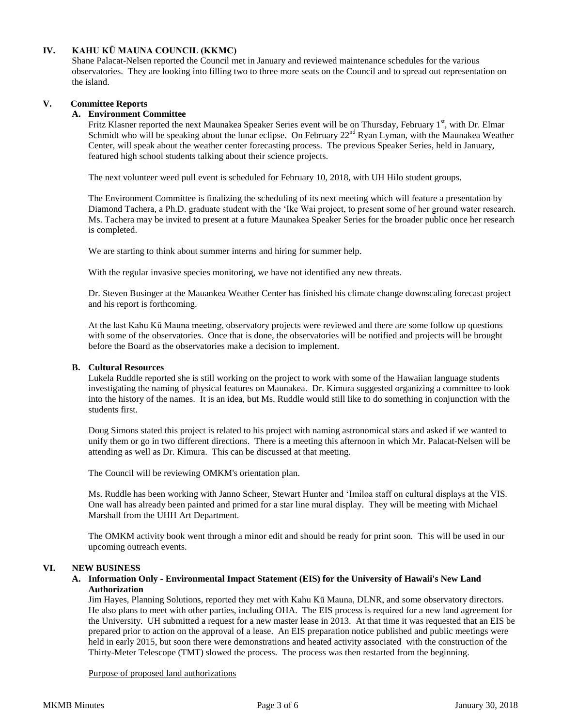## IV. KAHU KŪ MAUNA COUNCIL (KKMC)

Shane Palacat-Nelsen reported the Council met in January and reviewed maintenance schedules for the various observatories. They are looking into filling two to three more seats on the Council and to spread out representation on the island.

## V. Committee Reports

### A. Environment Committee

Fritz Klasner reported the next Maunakea Speaker Series event will be on Thursday, February 1st, with Dr. Elmar Schmidt who will be speaking about the lunar eclipse. On February 22nd Ryan Lyman, with the Maunakea Weather Center, will speak about the weather center forecasting process. The previous Speaker Series, held in January, featured high school students talking about their science projects.

The next volunteer weed pull event is scheduled for February 10, 2018, with UH Hilo student groups.

The Environment Committee is finalizing the scheduling of its next meeting which will feature a presentation by Diamond Tachera, a Ph.D. graduate student with the ʻIke Wai project, to present some of her ground water research. Ms. Tachera may be invited to present at a future Maunakea Speaker Series for the broader public once her research is completed.

We are starting to think about summer interns and hiring for summer help.

With the regular invasive species monitoring, we have not identified any new threats.

Dr. Steven Businger at the Mauankea Weather Center has finished his climate change downscaling forecast project and his report is forthcoming.

At the last Kahu Kū Mauna meeting, observatory projects were reviewed and there are some follow up questions with some of the observatories. Once that is done, the observatories will be notified and projects will be brought before the Board as the observatories make a decision to implement.

### B. Cultural Resources

Lukela Ruddle reported she is still working on the project to work with some of the Hawaiian language students investigating the naming of physical features on Maunakea. Dr. Kimura suggested organizing a committee to look into the history of the names. It is an idea, but Ms. Ruddle would still like to do something in conjunction with the students first.

Doug Simons stated this project is related to his project with naming astronomical stars and asked if we wanted to unify them or go in two different directions. There is a meeting this afternoon in which Mr. Palacat-Nelsen will be attending as well as Dr. Kimura. This can be discussed at that meeting.

The Council will be reviewing OMKM's orientation plan.

Ms. Ruddle has been working with Janno Scheer, Stewart Hunter and ʻImiloa staff on cultural displays at the VIS. One wall has already been painted and primed for a star line mural display. They will be meeting with Michael Marshall from the UHH Art Department.

The OMKM activity book went through a minor edit and should be ready for print soon. This will be used in our upcoming outreach events.

## VI. NEW BUSINESS

### A. Information Only - Environmental Impact Statement (EIS) for the University of Hawaii's New Land Authorization

Jim Hayes, Planning Solutions, reported they met with Kahu Kū Mauna, DLNR, and some observatory directors. He also plans to meet with other parties, including OHA. The EIS process is required for a new land agreement for the University. UH submitted a request for a new master lease in 2013. At that time it was requested that an EIS be prepared prior to action on the approval of a lease. An EIS preparation notice published and public meetings were held in early 2015, but soon there were demonstrations and heated activity associated with the construction of the Thirty-Meter Telescope (TMT) slowed the process. The process was then restarted from the beginning.

Purpose of proposed land authorizations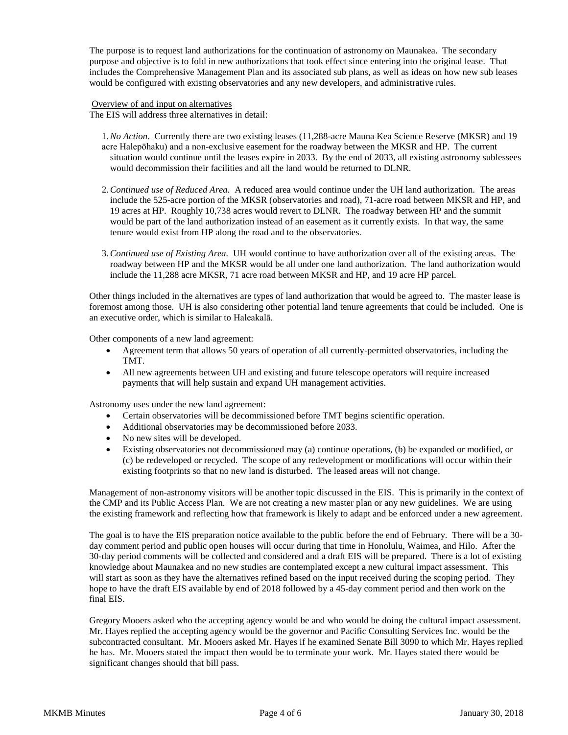The purpose is to request land authorizations for the continuation of astronomy on Maunakea. The secondary purpose and objective is to fold in new authorizations that took effect since entering into the original lease. That includes the Comprehensive Management Plan and its associated sub plans, as well as ideas on how new sub leases would be configured with existing observatories and any new developers, and administrative rules.

Overview of and input on alternatives

The EIS will address three alternatives in detail:

1. *No Action*. Currently there are two existing leases (11,288-acre Mauna Kea Science Reserve (MKSR) and 19 acre Halepōhaku) and a non-exclusive easement for the roadway between the MKSR and HP. The current situation would continue until the leases expire in 2033. By the end of 2033, all existing astronomy sublessees would decommission their facilities and all the land would be returned to DLNR.

2. *Continued use of Reduced Area*. A reduced area would continue under the UH land authorization. The areas include the 525-acre portion of the MKSR (observatories and road), 71-acre road between MKSR and HP, and 19 acres at HP. Roughly 10,738 acres would revert to DLNR. The roadway between HP and the summit would be part of the land authorization instead of an easement as it currently exists. In that way, the same tenure would exist from HP along the road and to the observatories.

3. *Continued use of Existing Area*. UH would continue to have authorization over all of the existing areas. The roadway between HP and the MKSR would be all under one land authorization. The land authorization would include the 11,288 acre MKSR, 71 acre road between MKSR and HP, and 19 acre HP parcel.

Other things included in the alternatives are types of land authorization that would be agreed to. The master lease is foremost among those. UH is also considering other potential land tenure agreements that could be included. One is an executive order, which is similar to Haleakalā.

Other components of a new land agreement:

- Agreement term that allows 50 years of operation of all currently-permitted observatories, including the TMT.
- All new agreements between UH and existing and future telescope operators will require increased payments that will help sustain and expand UH management activities.

Astronomy uses under the new land agreement:

- Certain observatories will be decommissioned before TMT begins scientific operation.
- Additional observatories may be decommissioned before 2033.
- No new sites will be developed.
- Existing observatories not decommissioned may (a) continue operations, (b) be expanded or modified, or (c) be redeveloped or recycled. The scope of any redevelopment or modifications will occur within their existing footprints so that no new land is disturbed. The leased areas will not change.

Management of non-astronomy visitors will be another topic discussed in the EIS. This is primarily in the context of the CMP and its Public Access Plan. We are not creating a new master plan or any new guidelines. We are using the existing framework and reflecting how that framework is likely to adapt and be enforced under a new agreement.

The goal is to have the EIS preparation notice available to the public before the end of February. There will be a 30-day comment period and public open houses will occur during that time in Honolulu, Waimea, and Hilo. After the 30-day period comments will be collected and considered and a draft EIS will be prepared. There is a lot of existing knowledge about Maunakea and no new studies are contemplated except a new cultural impact assessment. This will start as soon as they have the alternatives refined based on the input received during the scoping period. They hope to have the draft EIS available by end of 2018 followed by a 45-day comment period and then work on the final EIS.

Gregory Mooers asked who the accepting agency would be and who would be doing the cultural impact assessment. Mr. Hayes replied the accepting agency would be the governor and Pacific Consulting Services Inc. would be the subcontracted consultant. Mr. Mooers asked Mr. Hayes if he examined Senate Bill 3090 to which Mr. Hayes replied he has. Mr. Mooers stated the impact then would be to terminate your work. Mr. Hayes stated there would be significant changes should that bill pass.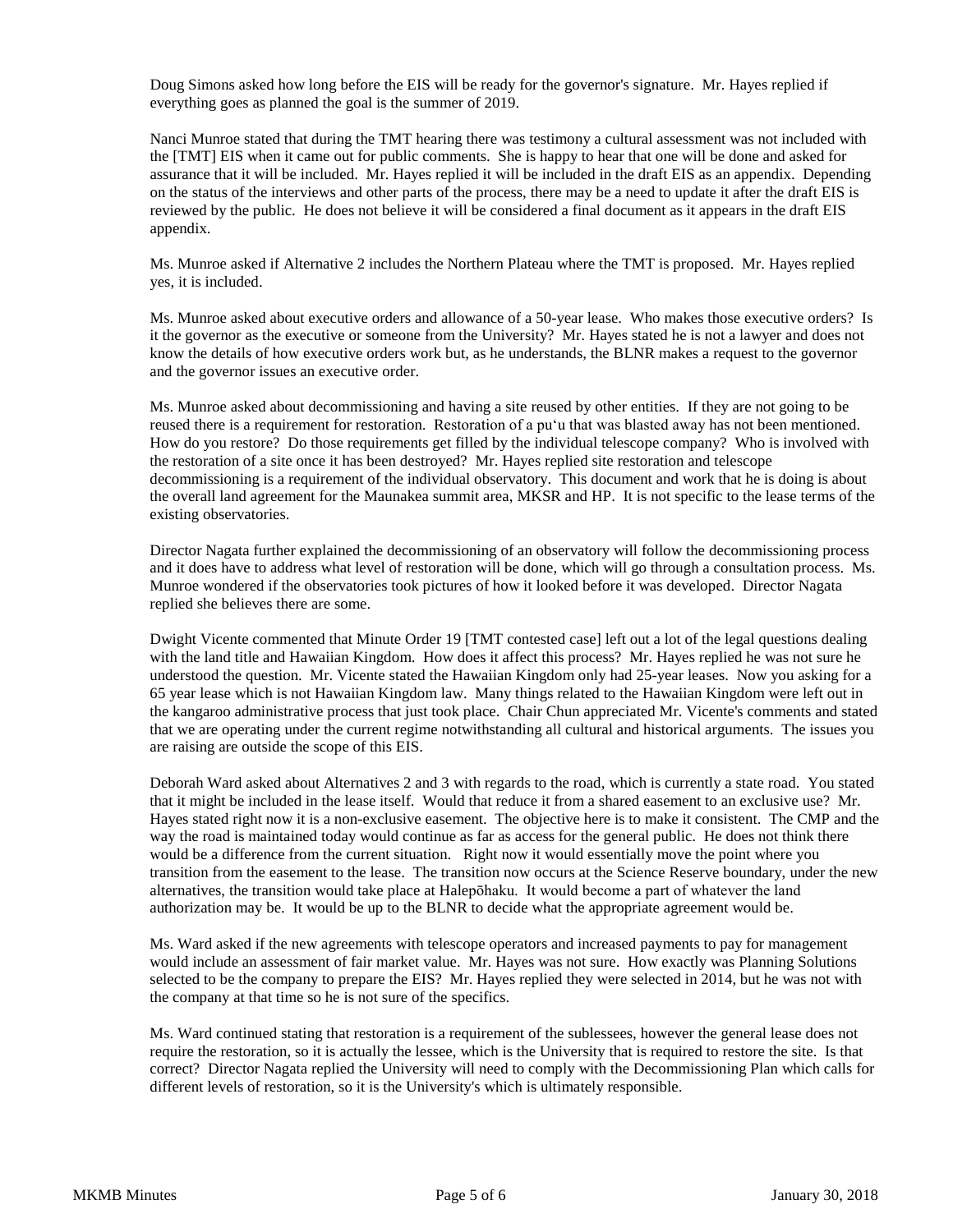Doug Simons asked how long before the EIS will be ready for the governor's signature. Mr. Hayes replied if everything goes as planned the goal is the summer of 2019.

Nanci Munroe stated that during the TMT hearing there was testimony a cultural assessment was not included with the [TMT] EIS when it came out for public comments. She is happy to hear that one will be done and asked for assurance that it will be included. Mr. Hayes replied it will be included in the draft EIS as an appendix. Depending on the status of the interviews and other parts of the process, there may be a need to update it after the draft EIS is reviewed by the public. He does not believe it will be considered a final document as it appears in the draft EIS appendix.

Ms. Munroe asked if Alternative 2 includes the Northern Plateau where the TMT is proposed. Mr. Hayes replied yes, it is included.

Ms. Munroe asked about executive orders and allowance of a 50-year lease. Who makes those executive orders? Is it the governor as the executive or someone from the University? Mr. Hayes stated he is not a lawyer and does not know the details of how executive orders work but, as he understands, the BLNR makes a request to the governor and the governor issues an executive order.

Ms. Munroe asked about decommissioning and having a site reused by other entities. If they are not going to be reused there is a requirement for restoration. Restoration of a puʻu that was blasted away has not been mentioned. How do you restore? Do those requirements get filled by the individual telescope company? Who is involved with the restoration of a site once it has been destroyed? Mr. Hayes replied site restoration and telescope decommissioning is a requirement of the individual observatory. This document and work that he is doing is about the overall land agreement for the Maunakea summit area, MKSR and HP. It is not specific to the lease terms of the existing observatories.

Director Nagata further explained the decommissioning of an observatory will follow the decommissioning process and it does have to address what level of restoration will be done, which will go through a consultation process. Ms. Munroe wondered if the observatories took pictures of how it looked before it was developed. Director Nagata replied she believes there are some.

Dwight Vicente commented that Minute Order 19 [TMT contested case] left out a lot of the legal questions dealing with the land title and Hawaiian Kingdom. How does it affect this process? Mr. Hayes replied he was not sure he understood the question. Mr. Vicente stated the Hawaiian Kingdom only had 25-year leases. Now you asking for a 65 year lease which is not Hawaiian Kingdom law. Many things related to the Hawaiian Kingdom were left out in the kangaroo administrative process that just took place. Chair Chun appreciated Mr. Vicente's comments and stated that we are operating under the current regime notwithstanding all cultural and historical arguments. The issues you are raising are outside the scope of this EIS.

Deborah Ward asked about Alternatives 2 and 3 with regards to the road, which is currently a state road. You stated that it might be included in the lease itself. Would that reduce it from a shared easement to an exclusive use? Mr. Hayes stated right now it is a non-exclusive easement. The objective here is to make it consistent. The CMP and the way the road is maintained today would continue as far as access for the general public. He does not think there would be a difference from the current situation. Right now it would essentially move the point where you transition from the easement to the lease. The transition now occurs at the Science Reserve boundary, under the new alternatives, the transition would take place at Halepōhaku. It would become a part of whatever the land authorization may be. It would be up to the BLNR to decide what the appropriate agreement would be.

Ms. Ward asked if the new agreements with telescope operators and increased payments to pay for management would include an assessment of fair market value. Mr. Hayes was not sure. How exactly was Planning Solutions selected to be the company to prepare the EIS? Mr. Hayes replied they were selected in 2014, but he was not with the company at that time so he is not sure of the specifics.

Ms. Ward continued stating that restoration is a requirement of the sublessees, however the general lease does not require the restoration, so it is actually the lessee, which is the University that is required to restore the site. Is that correct? Director Nagata replied the University will need to comply with the Decommissioning Plan which calls for different levels of restoration, so it is the University's which is ultimately responsible.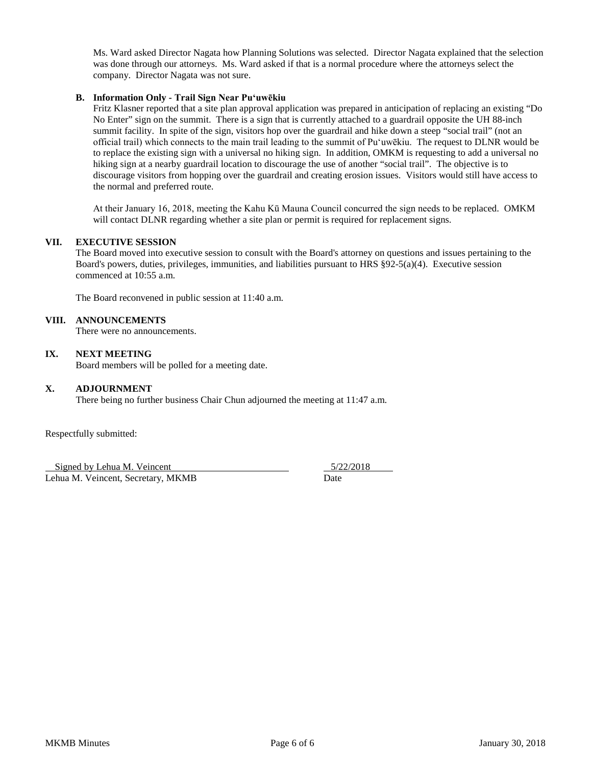Ms. Ward asked Director Nagata how Planning Solutions was selected. Director Nagata explained that the selection was done through our attorneys. Ms. Ward asked if that is a normal procedure where the attorneys select the company. Director Nagata was not sure.

**B. Information Only - Trail Sign Near Puʻuwēkiu**

Fritz Klasner reported that a site plan approval application was prepared in anticipation of replacing an existing "Do No Enter" sign on the summit. There is a sign that is currently attached to a guardrail opposite the UH 88-inch summit facility. In spite of the sign, visitors hop over the guardrail and hike down a steep "social trail" (not an official trail) which connects to the main trail leading to the summit of Puʻuwēkiu. The request to DLNR would be to replace the existing sign with a universal no hiking sign. In addition, OMKM is requesting to add a universal no hiking sign at a nearby guardrail location to discourage the use of another "social trail". The objective is to discourage visitors from hopping over the guardrail and creating erosion issues. Visitors would still have access to the normal and preferred route.

At their January 16, 2018, meeting the Kahu Kū Mauna Council concurred the sign needs to be replaced. OMKM will contact DLNR regarding whether a site plan or permit is required for replacement signs.

## VII. EXECUTIVE SESSION

The Board moved into executive session to consult with the Board's attorney on questions and issues pertaining to the Board's powers, duties, privileges, immunities, and liabilities pursuant to HRS §92-5(a)(4). Executive session commenced at 10:55 a.m.

The Board reconvened in public session at 11:40 a.m.

## VIII. ANNOUNCEMENTS

There were no announcements.

## IX. NEXT MEETING

Board members will be polled for a meeting date.

## X. ADJOURNMENT

There being no further business Chair Chun adjourned the meeting at 11:47 a.m.

Respectfully submitted:

Signed by Lehua M. Veincent — 5/22/2018

Lehua M. Veincent, Secretary, MKMB — Date